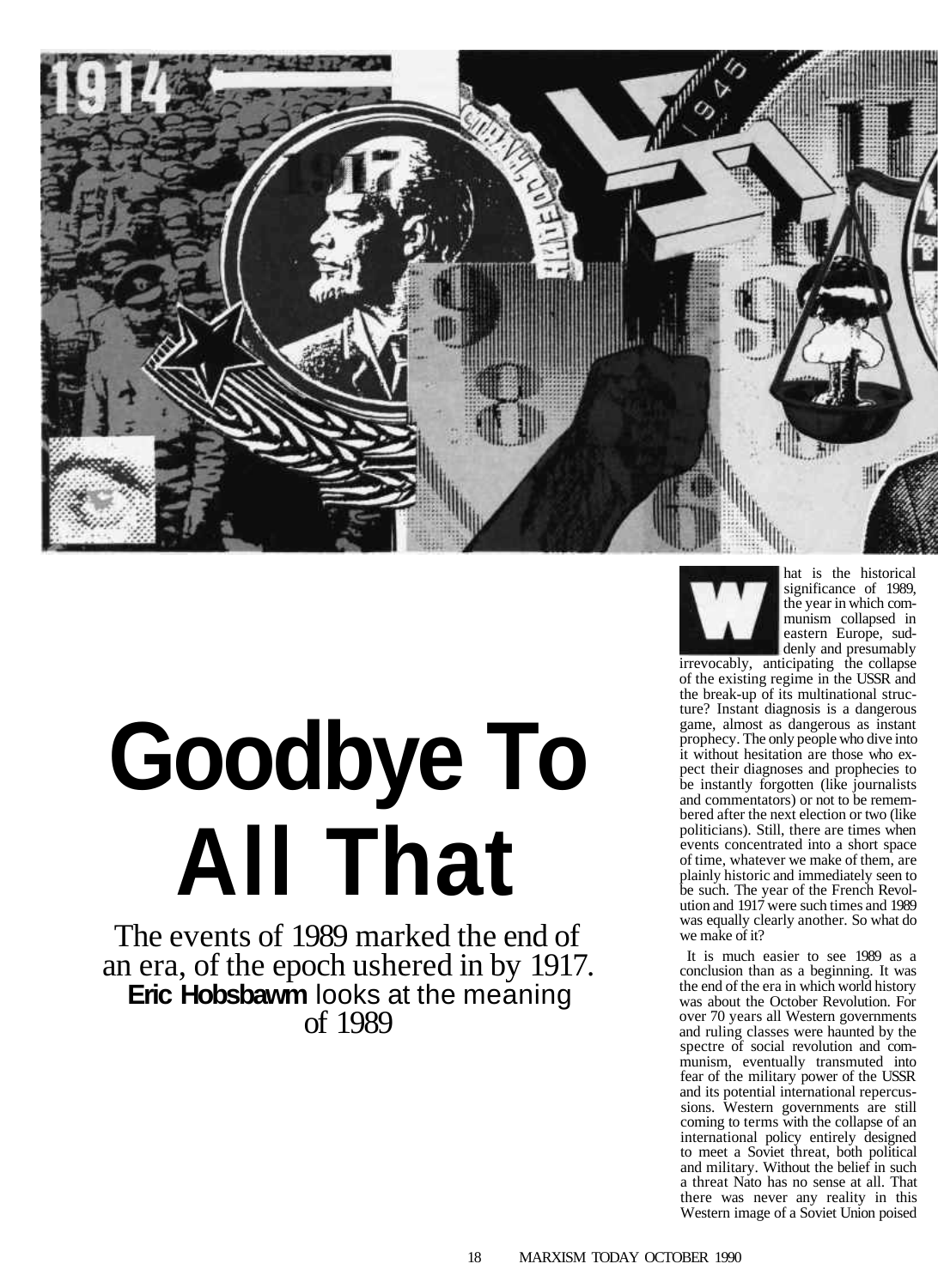# Goodbye To All That

The events of 1989 marked the end of an era, of the epoch ushered in by 1917. **Eric Hobsbawm** looks at the meaning of 1989

What is the historical significance of 1989, the year in which communism collapsed in eastern Europe, suddenly and presumably irrevocably, anticipating the collapse of the existing regime in the USSR and the break-up of its multinational structure? Instant diagnosis is a dangerous game, almost as dangerous as instant prophecy. The only people who dive into it without hesitation are those who expect their diagnoses and prophecies to be instantly forgotten (like journalists and commentators) or not to be remembered after the next election or two (like politicians). Still, there are times when events concentrated into a short space of time, whatever we make of them, are plainly historic and immediately seen to be such. The year of the French Revolution and 1917 were such times and 1989 was equally clearly another. So what do we make of it?

It is much easier to see 1989 as a conclusion than as a beginning. It was the end of the era in which world history was about the October Revolution. For over 70 years all Western governments and ruling classes were haunted by the spectre of social revolution and communism, eventually transmuted into fear of the military power of the USSR and its potential international repercussions. Western governments are still coming to terms with the collapse of an international policy entirely designed to meet a Soviet threat, both political and military. Without the belief in such a threat Nato has no sense at all. That there was never any reality in this Western image of a Soviet Union poised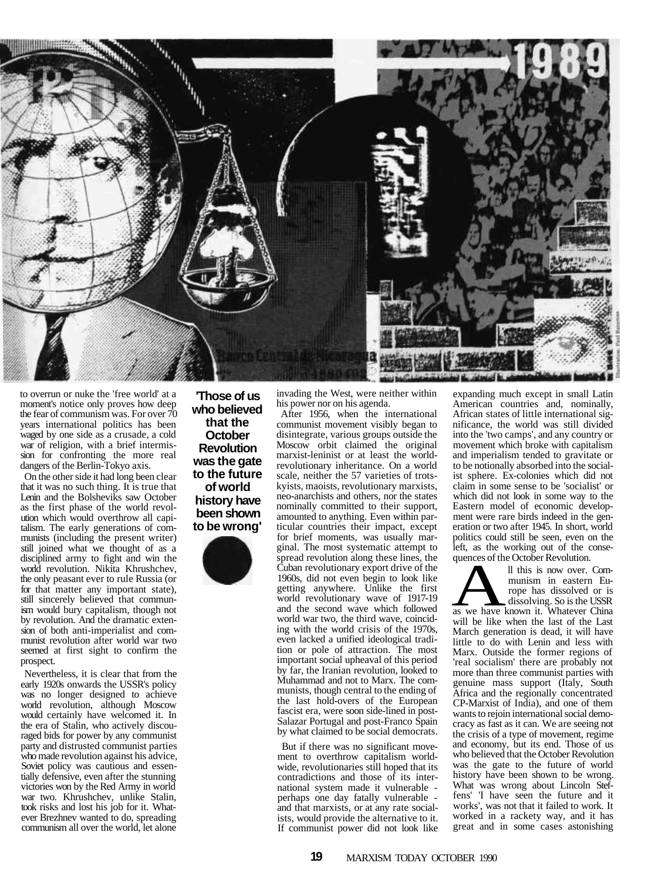to overrun or nuke the 'free world' at a moment's notice only proves how deep the fear of communism was. For over 70 years international politics has been waged by one side as a crusade, a cold war of religion, with a brief intermission for confronting the more real dangers of the Berlin-Tokyo axis.

On the other side it had long been clear that it was no such thing. It is true that Lenin and the Bolsheviks saw October as the first phase of the world revolution which would overthrow all capitalism. The early generations of communists (including the present writer) still joined what we thought of as a disciplined army to fight and win the world revolution. Nikita Khrushchev, the only peasant ever to rule Russia (or for that matter any important state), still sincerely believed that communism would bury capitalism, though not by revolution. And the dramatic extension of both anti-imperialist and communist revolution after world war two seemed at first sight to confirm the prospect.

Nevertheless, it is clear that from the early 1920s onwards the USSR's policy was no longer designed to achieve world revolution, although Moscow would certainly have welcomed it. In the era of Stalin, who actively discouraged bids for power by any communist party and distrusted communist parties who made revolution against his advice, Soviet policy was cautious and essentially defensive, even after the stunning victories won by the Red Army in world war two. Khrushchev, unlike Stalin, took risks and lost his job for it. Whatever Brezhnev wanted to do, spreading communism all over the world, let alone invading the West, were neither within his power nor on his agenda.

**'Those of us who believed that the October Revolution was the gate to the future of world history have been shown to be wrong'**

After 1956, when the international communist movement visibly began to disintegrate, various groups outside the Moscow orbit claimed the original marxist-leninist or at least the world-revolutionary inheritance. On a world scale, neither the 57 varieties of trotskyists, maoists, revolutionary marxists, neo-anarchists and others, nor the states nominally committed to their support, amounted to anything. Even within particular countries their impact, except for brief moments, was usually marginal. The most systematic attempt to spread revolution along these lines, the Cuban revolutionary export drive of the 1960s, did not even begin to look like getting anywhere. Unlike the first world revolutionary wave of 1917-19 and the second wave which followed world war two, the third wave, coinciding with the world crisis of the 1970s, even lacked a unified ideological tradition or pole of attraction. The most important social upheaval of this period by far, the Iranian revolution, looked to Muhammad and not to Marx. The communists, though central to the ending of the last hold-overs of the European fascist era, were soon side-lined in post-Salazar Portugal and post-Franco Spain by what claimed to be social democrats.

But if there was no significant movement to overthrow capitalism worldwide, revolutionaries still hoped that its contradictions and those of its international system made it vulnerable - perhaps one day fatally vulnerable - and that marxists, or at any rate socialists, would provide the alternative to it. If communist power did not look like expanding much except in small Latin American countries and, nominally, African states of little international significance, the world was still divided into the 'two camps', and any country or movement which broke with capitalism and imperialism tended to gravitate or to be notionally absorbed into the socialist sphere. Ex-colonies which did not claim in some sense to be 'socialist' or which did not look in some way to the Eastern model of economic development were rare birds indeed in the generation or two after 1945. In short, world politics could still be seen, even on the left, as the working out of the consequences of the October Revolution.

All this is now over. Communism in eastern Europe has dissolved or is dissolving. So is the USSR as we have known it. Whatever China will be like when the last of the Last March generation is dead, it will have little to do with Lenin and less with Marx. Outside the former regions of 'real socialism' there are probably not more than three communist parties with genuine mass support (Italy, South Africa and the regionally concentrated CP-Marxist of India), and one of them wants to rejoin international social democracy as fast as it can. We are seeing not the crisis of a type of movement, regime and economy, but its end. Those of us who believed that the October Revolution was the gate to the future of world history have been shown to be wrong. What was wrong about Lincoln Steffens' 'I have seen the future and it works', was not that it failed to work. It worked in a rackety way, and it has great and in some cases astonishing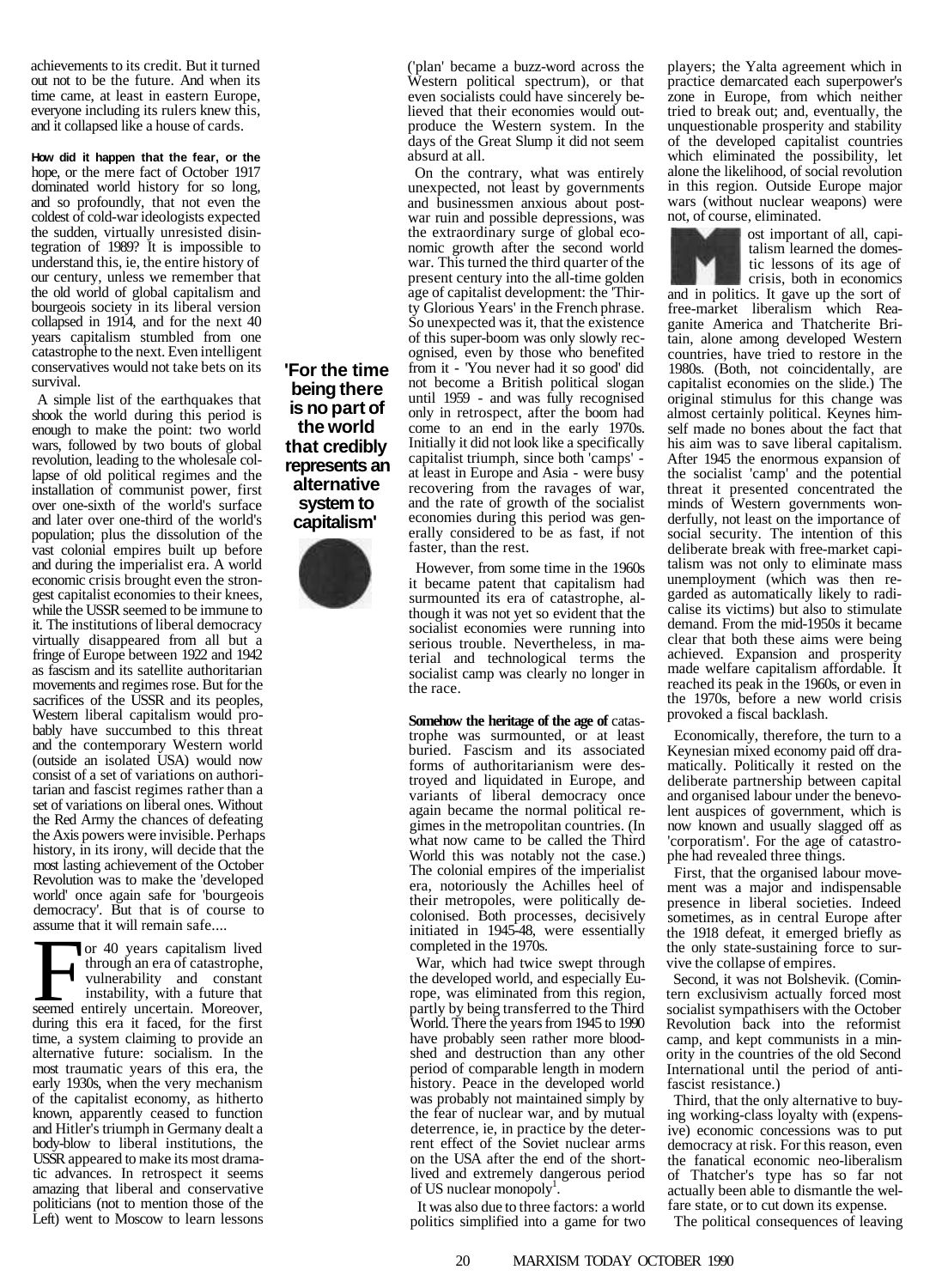achievements to its credit. But it turned out not to be the future. And when its time came, at least in eastern Europe, everyone including its rulers knew this, and it collapsed like a house of cards.

**How did it happen that the fear, or the** hope, or the mere fact of October 1917 dominated world history for so long, and so profoundly, that not even the coldest of cold-war ideologists expected the sudden, virtually unresisted disintegration of 1989? It is impossible to understand this, ie, the entire history of our century, unless we remember that the old world of global capitalism and bourgeois society in its liberal version collapsed in 1914, and for the next 40 years capitalism stumbled from one catastrophe to the next. Even intelligent conservatives would not take bets on its survival.

A simple list of the earthquakes that shook the world during this period is enough to make the point: two world wars, followed by two bouts of global revolution, leading to the wholesale collapse of old political regimes and the installation of communist power, first over one-sixth of the world's surface and later over one-third of the world's population; plus the dissolution of the vast colonial empires built up before and during the imperialist era. A world economic crisis brought even the strongest capitalist economies to their knees, while the USSR seemed to be immune to it. The institutions of liberal democracy virtually disappeared from all but a fringe of Europe between 1922 and 1942 as fascism and its satellite authoritarian movements and regimes rose. But for the sacrifices of the USSR and its peoples, Western liberal capitalism would probably have succumbed to this threat and the contemporary Western world (outside an isolated USA) would now consist of a set of variations on authoritarian and fascist regimes rather than a set of variations on liberal ones. Without the Red Army the chances of defeating the Axis powers were invisible. Perhaps history, in its irony, will decide that the most lasting achievement of the October Revolution was to make the 'developed world' once again safe for 'bourgeois democracy'. But that is of course to assume that it will remain safe....

**'For the time being there is no part of the world that credibly represents an alternative system to capitalism'**

For 40 years capitalism lived through an era of catastrophe, vulnerability and constant instability, with a future that seemed entirely uncertain. Moreover, during this era it faced, for the first time, a system claiming to provide an alternative future: socialism. In the most traumatic years of this era, the early 1930s, when the very mechanism of the capitalist economy, as hitherto known, apparently ceased to function and Hitler's triumph in Germany dealt a body-blow to liberal institutions, the USSR appeared to make its most dramatic advances. In retrospect it seems amazing that liberal and conservative politicians (not to mention those of the Left) went to Moscow to learn lessons ('plan' became a buzz-word across the Western political spectrum), or that even socialists could have sincerely believed that their economies would outproduce the Western system. In the days of the Great Slump it did not seem absurd at all.

On the contrary, what was entirely unexpected, not least by governments and businessmen anxious about postwar ruin and possible depressions, was the extraordinary surge of global economic growth after the second world war. This turned the third quarter of the present century into the all-time golden age of capitalist development: the 'Thirty Glorious Years' in the French phrase. So unexpected was it, that the existence of this super-boom was only slowly recognised, even by those who benefited from it - 'You never had it so good' did not become a British political slogan until 1959 - and was fully recognised only in retrospect, after the boom had come to an end in the early 1970s. Initially it did not look like a specifically capitalist triumph, since both 'camps' - at least in Europe and Asia - were busy recovering from the ravages of war, and the rate of growth of the socialist economies during this period was generally considered to be as fast, if not faster, than the rest.

However, from some time in the 1960s it became patent that capitalism had surmounted its era of catastrophe, although it was not yet so evident that the socialist economies were running into serious trouble. Nevertheless, in material and technological terms the socialist camp was clearly no longer in the race.

**Somehow the heritage of the age of** catastrophe was surmounted, or at least buried. Fascism and its associated forms of authoritarianism were destroyed and liquidated in Europe, and variants of liberal democracy once again became the normal political regimes in the metropolitan countries. (In what now came to be called the Third World this was notably not the case.) The colonial empires of the imperialist era, notoriously the Achilles heel of their metropoles, were politically decolonised. Both processes, decisively initiated in 1945-48, were essentially completed in the 1970s.

War, which had twice swept through the developed world, and especially Europe, was eliminated from this region, partly by being transferred to the Third World. There the years from 1945 to 1990 have probably seen rather more bloodshed and destruction than any other period of comparable length in modern history. Peace in the developed world was probably not maintained simply by the fear of nuclear war, and by mutual deterrence, ie, in practice by the deterrent effect of the Soviet nuclear arms on the USA after the end of the short-lived and extremely dangerous period of US nuclear monopoly[1].

It was also due to three factors: a world politics simplified into a game for two players; the Yalta agreement which in practice demarcated each superpower's zone in Europe, from which neither tried to break out; and, eventually, the unquestionable prosperity and stability of the developed capitalist countries which eliminated the possibility, let alone the likelihood, of social revolution in this region. Outside Europe major wars (without nuclear weapons) were not, of course, eliminated.

Most important of all, capitalism learned the domestic lessons of its age of crisis, both in economics and in politics. It gave up the sort of free-market liberalism which Reaganite America and Thatcherite Britain, alone among developed Western countries, have tried to restore in the 1980s. (Both, not coincidentally, are capitalist economies on the slide.) The original stimulus for this change was almost certainly political. Keynes himself made no bones about the fact that his aim was to save liberal capitalism. After 1945 the enormous expansion of the socialist 'camp' and the potential threat it presented concentrated the minds of Western governments wonderfully, not least on the importance of social security. The intention of this deliberate break with free-market capitalism was not only to eliminate mass unemployment (which was then regarded as automatically likely to radicalise its victims) but also to stimulate demand. From the mid-1950s it became clear that both these aims were being achieved. Expansion and prosperity made welfare capitalism affordable. It reached its peak in the 1960s, or even in the 1970s, before a new world crisis provoked a fiscal backlash.

Economically, therefore, the turn to a Keynesian mixed economy paid off dramatically. Politically it rested on the deliberate partnership between capital and organised labour under the benevolent auspices of government, which is now known and usually slagged off as 'corporatism'. For the age of catastrophe had revealed three things.

First, that the organised labour movement was a major and indispensable presence in liberal societies. Indeed sometimes, as in central Europe after the 1918 defeat, it emerged briefly as the only state-sustaining force to survive the collapse of empires.

Second, it was not Bolshevik. (Comintern exclusivism actually forced most socialist sympathisers with the October Revolution back into the reformist camp, and kept communists in a minority in the countries of the old Second International until the period of antifascist resistance.)

Third, that the only alternative to buying working-class loyalty with (expensive) economic concessions was to put democracy at risk. For this reason, even the fanatical economic neo-liberalism of Thatcher's type has so far not actually been able to dismantle the welfare state, or to cut down its expense.

The political consequences of leaving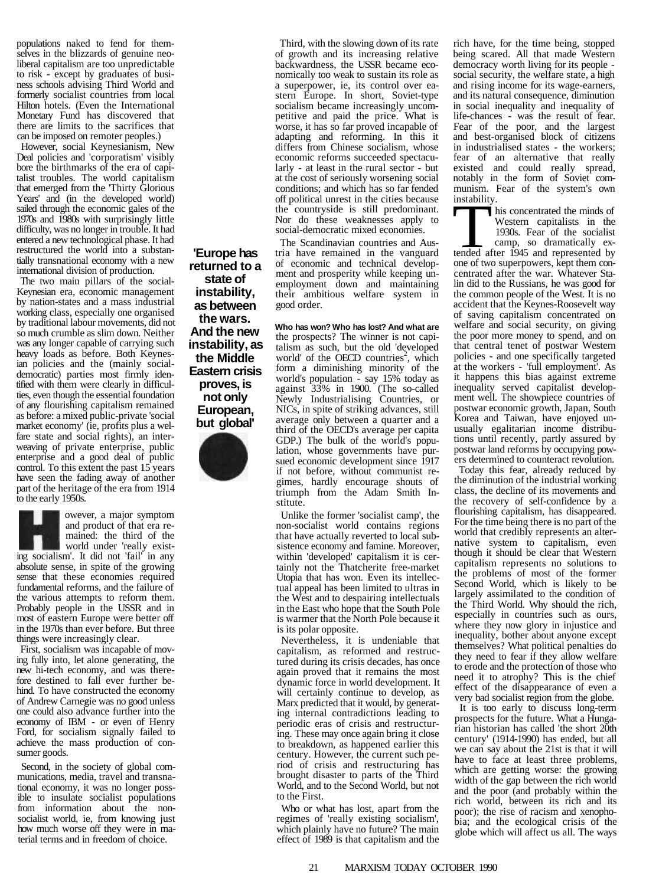populations naked to fend for themselves in the blizzards of genuine neoliberal capitalism are too unpredictable to risk - except by graduates of business schools advising Third World and formerly socialist countries from local Hilton hotels. (Even the International Monetary Fund has discovered that there are limits to the sacrifices that can be imposed on remoter peoples.)

However, social Keynesianism, New Deal policies and 'corporatism' visibly bore the birthmarks of the era of capitalist troubles. The world capitalism that emerged from the 'Thirty Glorious Years' and (in the developed world) sailed through the economic gales of the 1970s and 1980s with surprisingly little difficulty, was no longer in trouble. It had entered a new technological phase. It had restructured the world into a substantially transnational economy with a new international division of production.

The two main pillars of the social-Keynesian era, economic management by nation-states and a mass industrial working class, especially one organised by traditional labour movements, did not so much crumble as slim down. Neither was any longer capable of carrying such heavy loads as before. Both Keynesian policies and the (mainly social-democratic) parties most firmly identified with them were clearly in difficulties, even though the essential foundation of any flourishing capitalism remained as before: a mixed public-private 'social market economy' (ie, profits plus a welfare state and social rights), an interweaving of private enterprise, public enterprise and a good deal of public control. To this extent the past 15 years have seen the fading away of another part of the heritage of the era from 1914 to the early 1950s.

However, a major symptom and product of that era remained: the third of the world under 'really existing socialism'. It did not 'fail' in any absolute sense, in spite of the growing sense that these economies required fundamental reforms, and the failure of the various attempts to reform them. Probably people in the USSR and in most of eastern Europe were better off in the 1970s than ever before. But three things were increasingly clear.

First, socialism was incapable of moving fully into, let alone generating, the new hi-tech economy, and was therefore destined to fall ever further behind. To have constructed the economy of Andrew Carnegie was no good unless one could also advance further into the economy of IBM - or even of Henry Ford, for socialism signally failed to achieve the mass production of consumer goods.

Second, in the society of global communications, media, travel and transnational economy, it was no longer possible to insulate socialist populations from information about the non-socialist world, ie, from knowing just how much worse off they were in material terms and in freedom of choice.

**'Europe has returned to a state of instability, as between the wars. And the new instability, as the Middle Eastern crisis proves, is not only European, but global'**

Third, with the slowing down of its rate of growth and its increasing relative backwardness, the USSR became economically too weak to sustain its role as a superpower, ie, its control over eastern Europe. In short, Soviet-type socialism became increasingly uncompetitive and paid the price. What is worse, it has so far proved incapable of adapting and reforming. In this it differs from Chinese socialism, whose economic reforms succeeded spectacularly - at least in the rural sector - but at the cost of seriously worsening social conditions; and which has so far fended off political unrest in the cities because the countryside is still predominant. Nor do these weaknesses apply to social-democratic mixed economies.

The Scandinavian countries and Austria have remained in the vanguard of economic and technical development and prosperity while keeping unemployment down and maintaining their ambitious welfare system in good order.

**Who has won? Who has lost? And what are** the prospects? The winner is not capitalism as such, but the old 'developed world' of the OECD countries[2], which form a diminishing minority of the world's population - say 15% today as against 33% in 1900. (The so-called Newly Industrialising Countries, or NICs, in spite of striking advances, still average only between a quarter and a third of the OECD's average per capita GDP.) The bulk of the world's population, whose governments have pursued economic development since 1917 if not before, without communist regimes, hardly encourage shouts of triumph from the Adam Smith Institute.

Unlike the former 'socialist camp', the non-socialist world contains regions that have actually reverted to local subsistence economy and famine. Moreover, within 'developed' capitalism it is certainly not the Thatcherite free-market Utopia that has won. Even its intellectual appeal has been limited to ultras in the West and to despairing intellectuals in the East who hope that the South Pole is warmer that the North Pole because it is its polar opposite.

Nevertheless, it is undeniable that capitalism, as reformed and restructured during its crisis decades, has once again proved that it remains the most dynamic force in world development. It will certainly continue to develop, as Marx predicted that it would, by generating internal contradictions leading to periodic eras of crisis and restructuring. These may once again bring it close to breakdown, as happened earlier this century. However, the current such period of crisis and restructuring has brought disaster to parts of the Third World, and to the Second World, but not to the First.

Who or what has lost, apart from the regimes of 'really existing socialism', which plainly have no future? The main effect of 1989 is that capitalism and the rich have, for the time being, stopped being scared. All that made Western democracy worth living for its people - social security, the welfare state, a high and rising income for its wage-earners, and its natural consequence, diminution in social inequality and inequality of life-chances - was the result of fear. Fear of the poor, and the largest and best-organised block of citizens in industrialised states - the workers; fear of an alternative that really existed and could really spread, notably in the form of Soviet communism. Fear of the system's own instability.

This concentrated the minds of Western capitalists in the 1930s. Fear of the socialist camp, so dramatically extended after 1945 and represented by one of two superpowers, kept them concentrated after the war. Whatever Stalin did to the Russians, he was good for the common people of the West. It is no accident that the Keynes-Roosevelt way of saving capitalism concentrated on welfare and social security, on giving the poor more money to spend, and on that central tenet of postwar Western policies - and one specifically targeted at the workers - 'full employment'. As it happens this bias against extreme inequality served capitalist development well. The showpiece countries of postwar economic growth, Japan, South Korea and Taiwan, have enjoyed unusually egalitarian income distributions until recently, partly assured by postwar land reforms by occupying powers determined to counteract revolution.

Today this fear, already reduced by the diminution of the industrial working class, the decline of its movements and the recovery of self-confidence by a flourishing capitalism, has disappeared. For the time being there is no part of the world that credibly represents an alternative system to capitalism, even though it should be clear that Western capitalism represents no solutions to the problems of most of the former Second World, which is likely to be largely assimilated to the condition of the Third World. Why should the rich, especially in countries such as ours, where they now glory in injustice and inequality, bother about anyone except themselves? What political penalties do they need to fear if they allow welfare to erode and the protection of those who need it to atrophy? This is the chief effect of the disappearance of even a very bad socialist region from the globe.

It is too early to discuss long-term prospects for the future. What a Hungarian historian has called 'the short 20th century' (1914-1990) has ended, but all we can say about the 21st is that it will have to face at least three problems, which are getting worse: the growing width of the gap between the rich world and the poor (and probably within the rich world, between its rich and its poor); the rise of racism and xenophobia; and the ecological crisis of the globe which will affect us all. The ways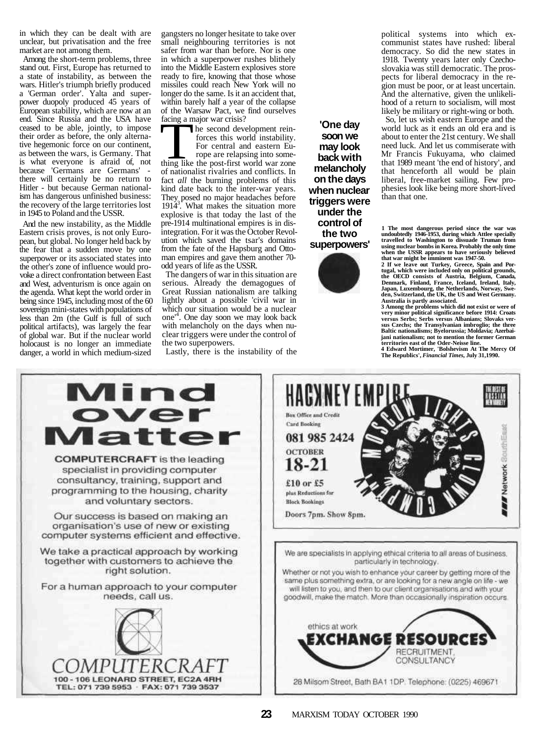in which they can be dealt with are unclear, but privatisation and the free market are not among them.

Among the short-term problems, three stand out. First, Europe has returned to a state of instability, as between the wars. Hitler's triumph briefly produced a 'German order'. Yalta and superpower duopoly produced 45 years of European stability, which are now at an end. Since Russia and the USA have ceased to be able, jointly, to impose their order as before, the only alternative hegemonic force on our continent, as between the wars, is Germany. That is what everyone is afraid of, not because 'Germans are Germans' - there will certainly be no return to Hitler - but because German nationalism has dangerous unfinished business: the recovery of the large territories lost in 1945 to Poland and the USSR.

And the new instability, as the Middle Eastern crisis proves, is not only European, but global. No longer held back by the fear that a sudden move by one superpower or its associated states into the other's zone of influence would provoke a direct confrontation between East and West, adventurism is once again on the agenda. What kept the world order in being since 1945, including most of the 60 sovereign mini-states with populations of less than 2m (the Gulf is full of such political artifacts), was largely the fear of global war. But if the nuclear world holocaust is no longer an immediate danger, a world in which medium-sized gangsters no longer hesitate to take over small neighbouring territories is not safer from war than before. Nor is one in which a superpower rushes blithely into the Middle Eastern explosives store ready to fire, knowing that those whose missiles could reach New York will no longer do the same. Is it an accident that, within barely half a year of the collapse of the Warsaw Pact, we find ourselves facing a major war crisis?

The second development reinforces this world instability. For central and eastern Europe are relapsing into something like the post-first world war zone of nationalist rivalries and conflicts. In fact *all* the burning problems of this kind date back to the inter-war years. They posed no major headaches before 1914[3]. What makes the situation more explosive is that today the last of the pre-1914 multinational empires is in disintegration. For it was the October Revolution which saved the tsar's domains from the fate of the Hapsburg and Ottoman empires and gave them another 70-odd years of life as the USSR.

The dangers of war in this situation are serious. Already the demagogues of Great Russian nationalism are talking lightly about a possible 'civil war in which our situation would be a nuclear one'[4]. One day soon we may look back with melancholy on the days when nuclear triggers were under the control of the two superpowers.

**'One day soon we may look back with melancholy on the days when nuclear triggers were under the control of the two superpowers'**

Lastly, there is the instability of the political systems into which ex-communist states have rushed: liberal democracy. So did the new states in 1918. Twenty years later only Czechoslovakia was still democratic. The prospects for liberal democracy in the region must be poor, or at least uncertain. And the alternative, given the unlikelihood of a return to socialism, will most likely be military or right-wing or both.

So, let us wish eastern Europe and the world luck as it ends an old era and is about to enter the 21st century. We shall need luck. And let us commiserate with Mr Francis Fukuyama, who claimed that 1989 meant 'the end of history', and that henceforth all would be plain liberal, free-market sailing. Few prophesies look like being more short-lived than that one.

**1 The most dangerous period since the war was undoubtedly 1946-1953, during which Attlee specially travelled to Washington to dissuade Truman from using nuclear bombs in Korea. Probably the only time when the USSR appears to have seriously believed that war might be imminent was 1947-50.**

**2 If we leave out Turkey, Greece, Spain and Portugal, which were included only on political grounds, the OECD consists of Austria, Belgium, Canada, Denmark, Finland, France, Iceland, Ireland, Italy, Japan, Luxembourg, the Netherlands, Norway, Sweden, Switzerland, the UK, the US and West Germany. Australia is partly associated.**

**3 Among the problems which did not exist or were of very minor political significance before 1914: Croats versus Serbs; Serbs versus Albanians; Slovaks versus Czechs; the Transylvanian imbroglio; the three Baltic nationalisms; Byelorussia; Moldavia; Azerbaijani nationalism; not to mention the former German territories east of the Oder-Neisse line.**

**4 Edward Mortimer, 'Bolshevism At The Mercy Of The Republics',** ***Financial Times*****, July 31,1990.**

# Mind over Matter

**COMPUTERCRAFT** is the leading specialist in providing computer consultancy, training, support and programming to the housing, charity and voluntary sectors.

Our success is based on making an organisation's use of new or existing computer systems efficient and effective.

We take a practical approach by working together with customers to achieve the right solution.

For a human approach to your computer needs, call us.

COMPUTERCRAFT

100 - 106 LEONARD STREET, EC2A 4RH
TEL: 071 739 5953 · FAX: 071 739 3537

HACKNEY EMPIRE

Box Office and Credit Card Booking
081 985 2424

OCTOBER
18-21

£10 or £5
plus Reductions for Block Bookings

Doors 7pm. Show 8pm.

MOSCOW LIGHTS CLOWN COMPANY

THE BEST OF RUSSIAN NEW VARIETY

Network SouthEast

We are specialists in applying ethical criteria to all areas of business, particularly in technology.

Whether or not you wish to enhance your career by getting more of the same plus something extra, or are looking for a new angle on life - we will listen to you, and then to our client organisations and with your goodwill, make the match. More than occasionally inspiration occurs.

ethics at work
EXCHANGE RESOURCES
RECRUITMENT, CONSULTANCY

28 Milsom Street, Bath BA1 1DP. Telephone: (0225) 469671